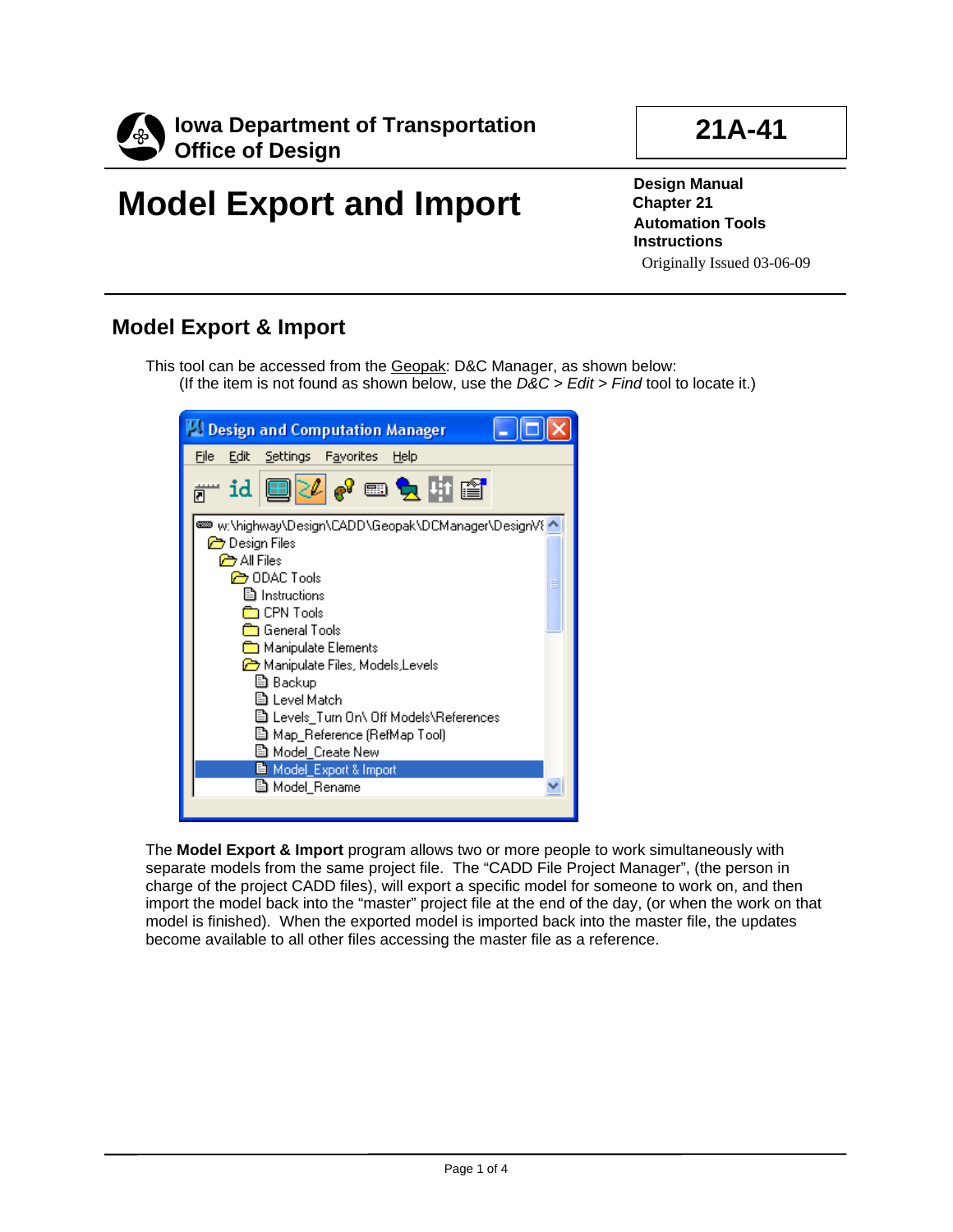**Iowa Department of Transportation**
**Office of Design**

**21A-41**

# Model Export and Import

**Design Manual**
**Chapter 21**
**Automation Tools**
**Instructions**
Originally Issued 03-06-09

## Model Export & Import

This tool can be accessed from the Geopak: D&C Manager, as shown below:
(If the item is not found as shown below, use the *D&C > Edit > Find* tool to locate it.)

The **Model Export & Import** program allows two or more people to work simultaneously with separate models from the same project file. The “CADD File Project Manager”, (the person in charge of the project CADD files), will export a specific model for someone to work on, and then import the model back into the “master” project file at the end of the day, (or when the work on that model is finished). When the exported model is imported back into the master file, the updates become available to all other files accessing the master file as a reference.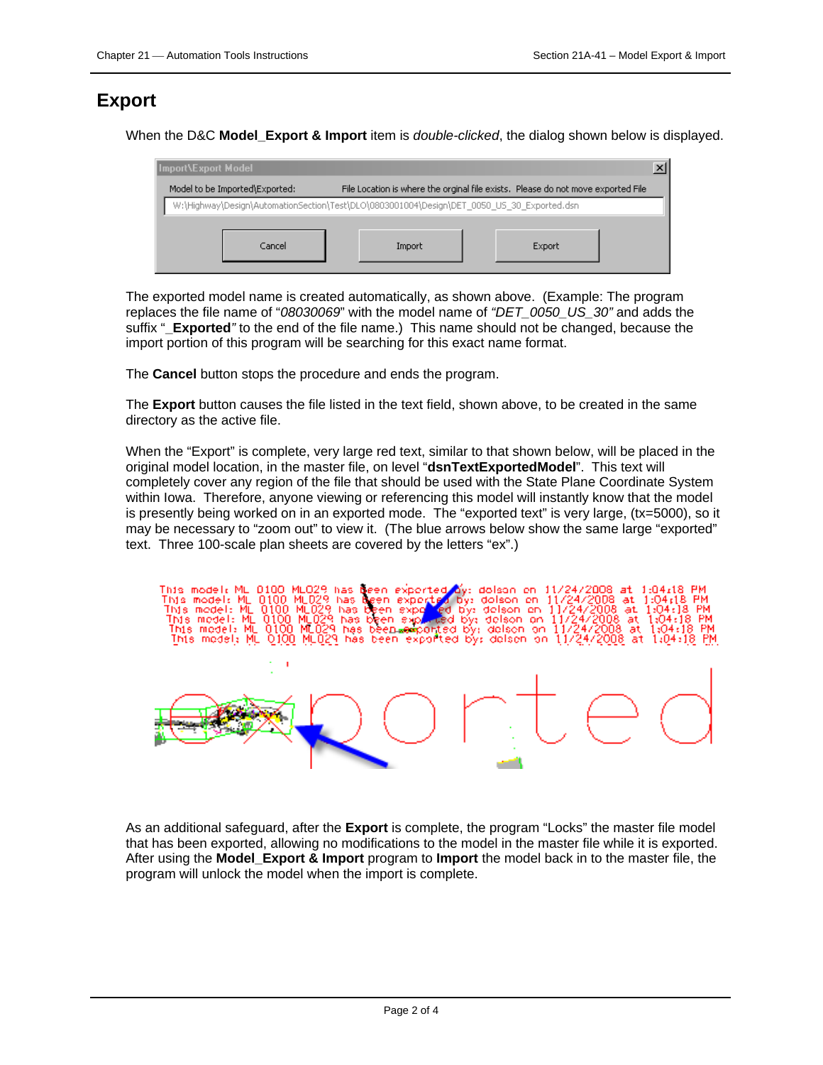# Export

When the D&C **Model_Export & Import** item is *double-clicked*, the dialog shown below is displayed.

The exported model name is created automatically, as shown above. (Example: The program replaces the file name of "*08030069*" with the model name of *"DET_0050_US_30"* and adds the suffix "**_Exported**" to the end of the file name.) This name should not be changed, because the import portion of this program will be searching for this exact name format.

The **Cancel** button stops the procedure and ends the program.

The **Export** button causes the file listed in the text field, shown above, to be created in the same directory as the active file.

When the "Export" is complete, very large red text, similar to that shown below, will be placed in the original model location, in the master file, on level "**dsnTextExportedModel**". This text will completely cover any region of the file that should be used with the State Plane Coordinate System within Iowa. Therefore, anyone viewing or referencing this model will instantly know that the model is presently being worked on in an exported mode. The "exported text" is very large, (tx=5000), so it may be necessary to "zoom out" to view it. (The blue arrows below show the same large "exported" text. Three 100-scale plan sheets are covered by the letters "ex".)

As an additional safeguard, after the **Export** is complete, the program "Locks" the master file model that has been exported, allowing no modifications to the model in the master file while it is exported. After using the **Model_Export & Import** program to **Import** the model back in to the master file, the program will unlock the model when the import is complete.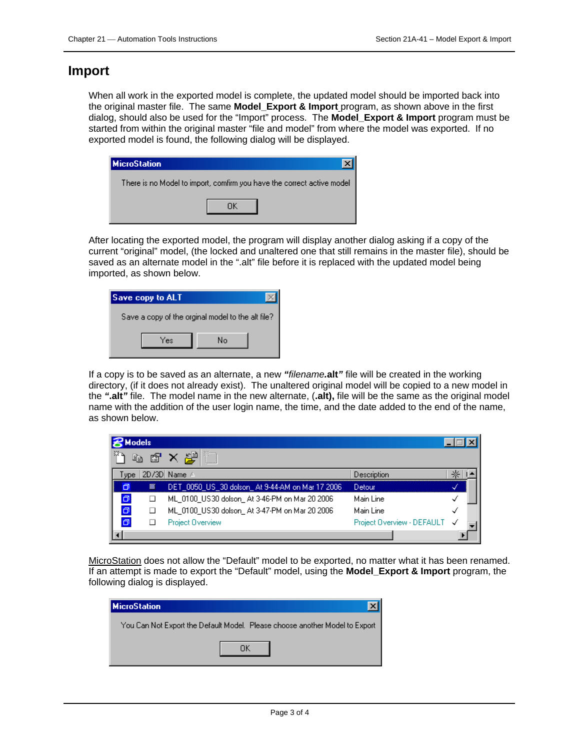# Import

When all work in the exported model is complete, the updated model should be imported back into the original master file. The same **Model_Export & Import** program, as shown above in the first dialog, should also be used for the "Import" process. The **Model_Export & Import** program must be started from within the original master "file and model" from where the model was exported. If no exported model is found, the following dialog will be displayed.

After locating the exported model, the program will display another dialog asking if a copy of the current "original" model, (the locked and unaltered one that still remains in the master file), should be saved as an alternate model in the ".alt" file before it is replaced with the updated model being imported, as shown below.

If a copy is to be saved as an alternate, a new ***"filename*.alt"** file will be created in the working directory, (if it does not already exist). The unaltered original model will be copied to a new model in the **".alt"** file. The model name in the new alternate, (**.alt),** file will be the same as the original model name with the addition of the user login name, the time, and the date added to the end of the name, as shown below.

MicroStation does not allow the "Default" model to be exported, no matter what it has been renamed. If an attempt is made to export the "Default" model, using the **Model_Export & Import** program, the following dialog is displayed.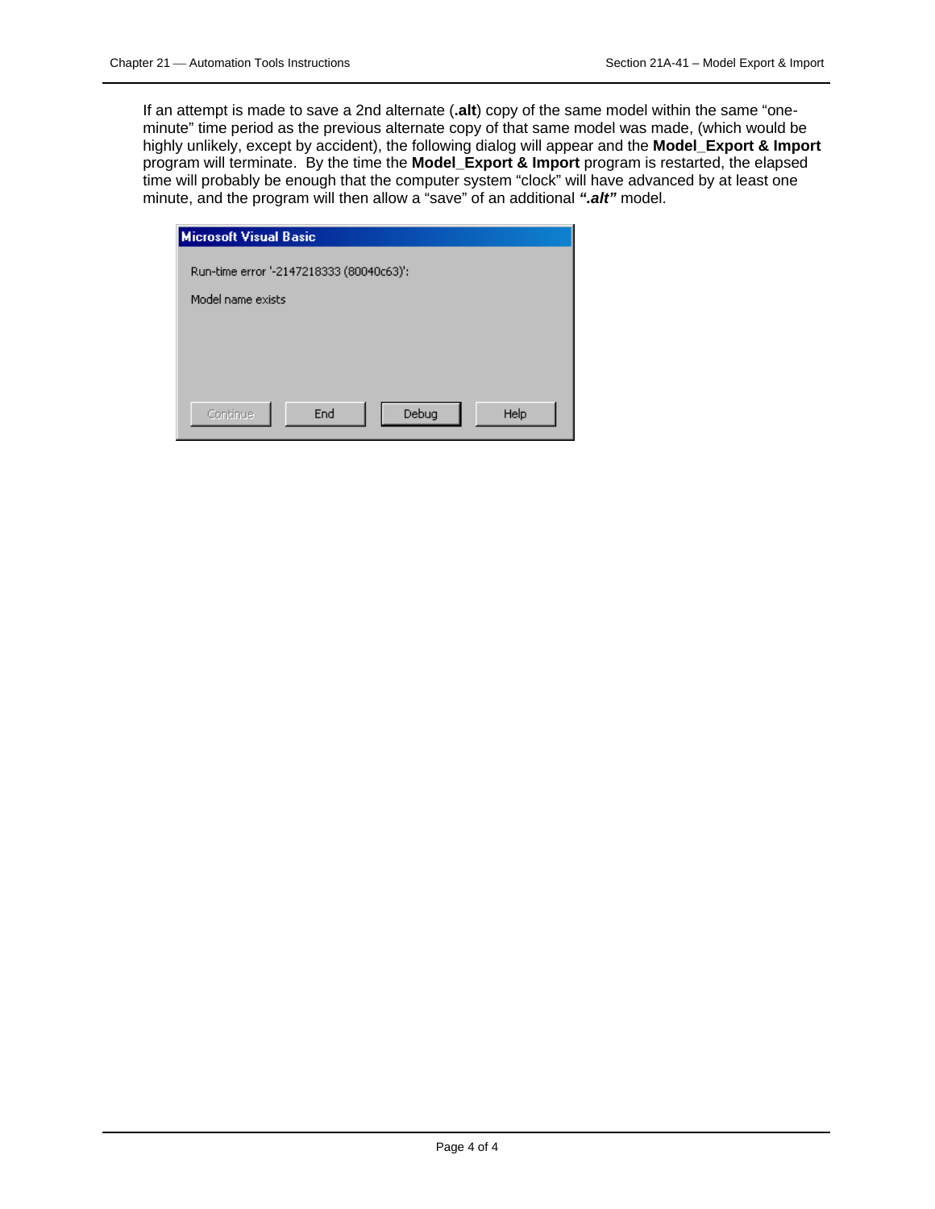If an attempt is made to save a 2nd alternate (**.alt**) copy of the same model within the same "one-minute" time period as the previous alternate copy of that same model was made, (which would be highly unlikely, except by accident), the following dialog will appear and the **Model_Export & Import** program will terminate. By the time the **Model_Export & Import** program is restarted, the elapsed time will probably be enough that the computer system "clock" will have advanced by at least one minute, and the program will then allow a "save" of an additional ***".alt"*** model.

**Microsoft Visual Basic**

Run-time error '-2147218333 (80040c63)':

Model name exists

Continue | End | Debug | Help